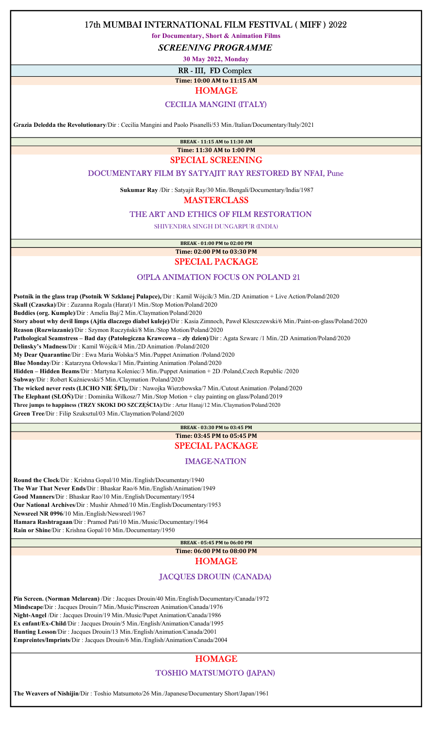# 17th MUMBAI INTERNATIONAL FILM FESTIVAL ( MIFF ) 2022

**for Documentary, Short & Animation Films**

## *SCREENING PROGRAMME*

**30 May 2022, Monday**

### RR - III, FD Complex

**Time: 10:00 AM to 11:15 AM**

### HOMAGE

#### CECILIA MANGINI (ITALY)

**Grazia Deledda the Revolutionary**/Dir : Cecilia Mangini and Paolo Pisanelli/53 Min./Italian/Documentary/Italy/2021

**BREAK - 11:15 AM to 11:30 AM**

**Time: 11:30 AM to 1:00 PM**

### SPECIAL SCREENING

#### DOCUMENTARY FILM BY SATYAJIT RAY RESTORED BY NFAI, Pune

**Sukumar Ray** /Dir : Satyajit Ray/30 Min./Bengali/Documentary/India/1987

### MASTERCLASS

#### THE ART AND ETHICS OF FILM RESTORATION

SHIVENDRA SINGH DUNGARPUR (INDIA)

**BREAK - 01:00 PM to 02:00 PM**

**Time: 02:00 PM to 03:30 PM**

### SPECIAL PACKAGE

#### O!PLA ANIMATION FOCUS ON POLAND 21

**Psotnik in the glass trap (Psotnik W Szklanej Pulapce),**/Dir : Kamil Wójcik/3 Min./2D Animation + Live Action/Poland/2020
**Skull (Czaszka)**/Dir : Zuzanna Rogala (Harat)/1 Min./Stop Motion/Poland/2020
**Buddies (org. Kumple)**/Dir : Amelia Baj/2 Min./Claymation/Poland/2020
**Story about why devil limps (Ajtia dlaczego diabel kuleje)**/Dir : Kasia Zimnoch, Paweł Kleszczewski/6 Min./Paint-on-glass/Poland/2020
**Reason (Rozwiazanie)**/Dir : Szymon Ruczyński/8 Min./Stop Motion/Poland/2020
**Pathological Seamstress – Bad day (Patologiczna Krawcowa – zly dzien)**/Dir : Agata Szwarc /1 Min./2D Animation/Poland/2020
**Delinsky's Madness**/Dir : Kamil Wójcik/4 Min./2D Animation /Poland/2020
**My Dear Quarantine**/Dir : Ewa Maria Wolska/5 Min./Puppet Animation /Poland/2020
**Blue Monday**/Dir : Katarzyna Orłowska/1 Min./Painting Animation /Poland/2020
**Hidden – Hidden Beams**/Dir : Martyna Koleniec/3 Min./Puppet Animation + 2D /Poland,Czech Republic /2020
**Subway**/Dir : Robert Kuźniewski/5 Min./Claymation /Poland/2020
**The wicked never rests (LICHO NIE ŚPI),**/Dir : Nawojka Wierzbowska/7 Min./Cutout Animation /Poland/2020
**The Elephant (SŁOŃ)**/Dir : Dominika Wilkosz/7 Min./Stop Motion + clay painting on glass/Poland/2019
**Three jumps to happiness (TRZY SKOKI DO SZCZĘŚCIA)**/Dir : Artur Hanaj/12 Min./Claymation/Poland/2020
**Green Tree**/Dir : Filip Szuksztul/03 Min./Claymation/Poland/2020

**BREAK - 03:30 PM to 03:45 PM**

**Time: 03:45 PM to 05:45 PM**

### SPECIAL PACKAGE

#### IMAGE-NATION

**Round the Clock**/Dir : Krishna Gopal/10 Min./English/Documentary/1940
**The War That Never Ends**/Dir : Bhaskar Rao/6 Min./English/Animation/1949
**Good Manners**/Dir : Bhaskar Rao/10 Min./English/Documentary/1954
**Our National Archives**/Dir : Mushir Ahmed/10 Min./English/Documentary/1953
**Newsreel NR 0996**/10 Min./English/Newsreel/1967
**Hamara Rashtragaan**/Dir : Pramod Pati/10 Min./Music/Documentary/1964
**Rain or Shine**/Dir : Krishna Gopal/10 Min./Documentary/1950

**BREAK - 05:45 PM to 06:00 PM**

**Time: 06:00 PM to 08:00 PM**

### HOMAGE

#### JACQUES DROUIN (CANADA)

**Pin Screen. (Norman Mclarean)** /Dir : Jacques Drouin/40 Min./English/Documentary/Canada/1972
**Mindscape**/Dir : Jacques Drouin/7 Min./Music/Pinscreen Animation/Canada/1976
**Night-Angel** /Dir : Jacques Drouin/19 Min./Music/Pupet Animation/Canada/1986
**Ex enfant/Ex-Child**/Dir : Jacques Drouin/5 Min./English/Animation/Canada/1995
**Hunting Lesson**/Dir : Jacques Drouin/13 Min./English/Animation/Canada/2001
**Empreintes/Imprints**/Dir : Jacques Drouin/6 Min./English/Animation/Canada/2004

### HOMAGE

#### TOSHIO MATSUMOTO (JAPAN)

**The Weavers of Nishijin**/Dir : Toshio Matsumoto/26 Min./Japanese/Documentary Short/Japan/1961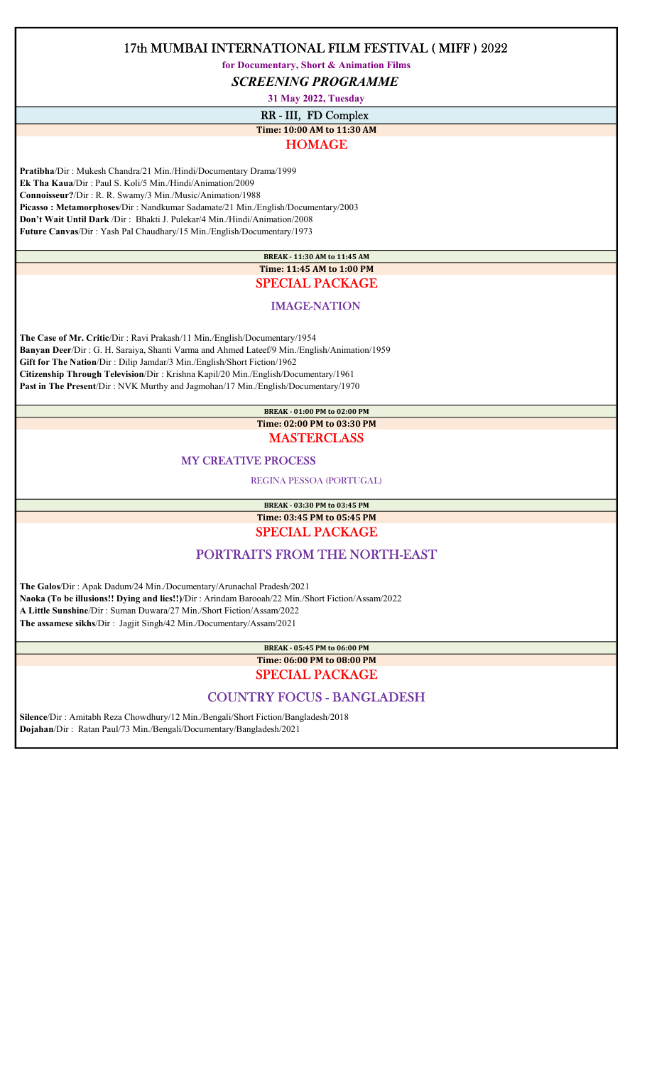# 17th MUMBAI INTERNATIONAL FILM FESTIVAL ( MIFF ) 2022

**for Documentary, Short & Animation Films**

***SCREENING PROGRAMME***

**31 May 2022, Tuesday**

## RR - III, FD Complex

**Time: 10:00 AM to 11:30 AM**

### HOMAGE

**Pratibha**/Dir : Mukesh Chandra/21 Min./Hindi/Documentary Drama/1999
**Ek Tha Kaua**/Dir : Paul S. Koli/5 Min./Hindi/Animation/2009
**Connoisseur?**/Dir : R. R. Swamy/3 Min./Music/Animation/1988
**Picasso : Metamorphoses**/Dir : Nandkumar Sadamate/21 Min./English/Documentary/2003
**Don't Wait Until Dark** /Dir : Bhakti J. Pulekar/4 Min./Hindi/Animation/2008
**Future Canvas**/Dir : Yash Pal Chaudhary/15 Min./English/Documentary/1973

**BREAK - 11:30 AM to 11:45 AM**

**Time: 11:45 AM to 1:00 PM**

### SPECIAL PACKAGE

#### IMAGE-NATION

**The Case of Mr. Critic**/Dir : Ravi Prakash/11 Min./English/Documentary/1954
**Banyan Deer**/Dir : G. H. Saraiya, Shanti Varma and Ahmed Lateef/9 Min./English/Animation/1959
**Gift for The Nation**/Dir : Dilip Jamdar/3 Min./English/Short Fiction/1962
**Citizenship Through Television**/Dir : Krishna Kapil/20 Min./English/Documentary/1961
**Past in The Present**/Dir : NVK Murthy and Jagmohan/17 Min./English/Documentary/1970

**BREAK - 01:00 PM to 02:00 PM**

**Time: 02:00 PM to 03:30 PM**

### MASTERCLASS

#### MY CREATIVE PROCESS

REGINA PESSOA (PORTUGAL)

**BREAK - 03:30 PM to 03:45 PM**

**Time: 03:45 PM to 05:45 PM**

### SPECIAL PACKAGE

#### PORTRAITS FROM THE NORTH-EAST

**The Galos**/Dir : Apak Dadum/24 Min./Documentary/Arunachal Pradesh/2021
**Naoka (To be illusions!! Dying and lies!!)**/Dir : Arindam Barooah/22 Min./Short Fiction/Assam/2022
**A Little Sunshine**/Dir : Suman Duwara/27 Min./Short Fiction/Assam/2022
**The assamese sikhs**/Dir : Jagjit Singh/42 Min./Documentary/Assam/2021

**BREAK - 05:45 PM to 06:00 PM**

**Time: 06:00 PM to 08:00 PM**

### SPECIAL PACKAGE

#### COUNTRY FOCUS - BANGLADESH

**Silence**/Dir : Amitabh Reza Chowdhury/12 Min./Bengali/Short Fiction/Bangladesh/2018
**Dojahan**/Dir : Ratan Paul/73 Min./Bengali/Documentary/Bangladesh/2021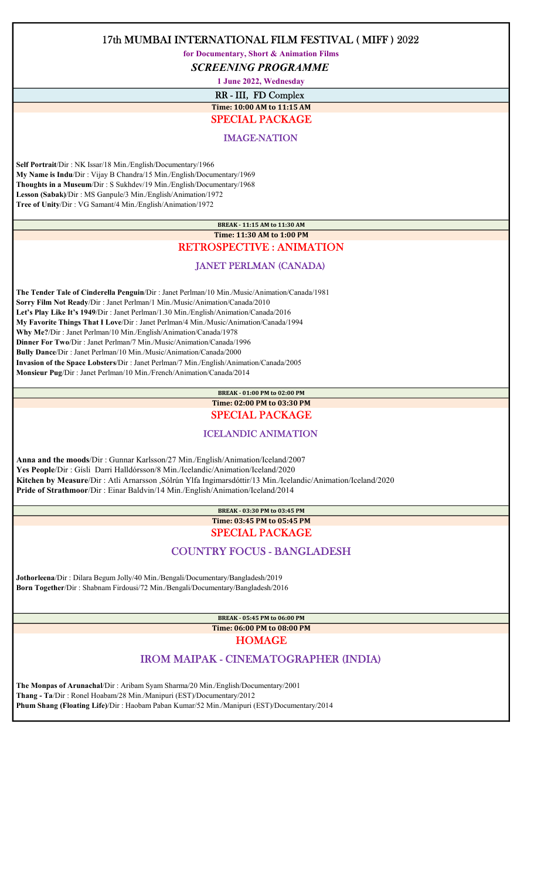# 17th MUMBAI INTERNATIONAL FILM FESTIVAL ( MIFF ) 2022

**for Documentary, Short & Animation Films**

***SCREENING PROGRAMME***

**1 June 2022, Wednesday**

## RR - III, FD Complex

**Time: 10:00 AM to 11:15 AM**

### SPECIAL PACKAGE

#### IMAGE-NATION

**Self Portrait**/Dir : NK Issar/18 Min./English/Documentary/1966
**My Name is Indu**/Dir : Vijay B Chandra/15 Min./English/Documentary/1969
**Thoughts in a Museum**/Dir : S Sukhdev/19 Min./English/Documentary/1968
**Lesson (Sabak)**/Dir : MS Ganpule/3 Min./English/Animation/1972
**Tree of Unity**/Dir : VG Samant/4 Min./English/Animation/1972

**BREAK - 11:15 AM to 11:30 AM**

**Time: 11:30 AM to 1:00 PM**

### RETROSPECTIVE : ANIMATION

#### JANET PERLMAN (CANADA)

**The Tender Tale of Cinderella Penguin**/Dir : Janet Perlman/10 Min./Music/Animation/Canada/1981
**Sorry Film Not Ready**/Dir : Janet Perlman/1 Min./Music/Animation/Canada/2010
**Let's Play Like It's 1949**/Dir : Janet Perlman/1.30 Min./English/Animation/Canada/2016
**My Favorite Things That I Love**/Dir : Janet Perlman/4 Min./Music/Animation/Canada/1994
**Why Me?**/Dir : Janet Perlman/10 Min./English/Animation/Canada/1978
**Dinner For Two**/Dir : Janet Perlman/7 Min./Music/Animation/Canada/1996
**Bully Dance**/Dir : Janet Perlman/10 Min./Music/Animation/Canada/2000
**Invasion of the Space Lobsters**/Dir : Janet Perlman/7 Min./English/Animation/Canada/2005
**Monsieur Pug**/Dir : Janet Perlman/10 Min./French/Animation/Canada/2014

**BREAK - 01:00 PM to 02:00 PM**

**Time: 02:00 PM to 03:30 PM**

### SPECIAL PACKAGE

#### ICELANDIC ANIMATION

**Anna and the moods**/Dir : Gunnar Karlsson/27 Min./English/Animation/Iceland/2007
**Yes People**/Dir : Gísli Darri Halldórsson/8 Min./Icelandic/Animation/Iceland/2020
**Kitchen by Measure**/Dir : Atli Arnarsson ,Sólrún Ylfa Ingimarsdóttir/13 Min./Icelandic/Animation/Iceland/2020
**Pride of Strathmoor**/Dir : Einar Baldvin/14 Min./English/Animation/Iceland/2014

**BREAK - 03:30 PM to 03:45 PM**

**Time: 03:45 PM to 05:45 PM**

### SPECIAL PACKAGE

#### COUNTRY FOCUS - BANGLADESH

**Jothorleena**/Dir : Dilara Begum Jolly/40 Min./Bengali/Documentary/Bangladesh/2019
**Born Together**/Dir : Shabnam Firdousi/72 Min./Bengali/Documentary/Bangladesh/2016

**BREAK - 05:45 PM to 06:00 PM**

**Time: 06:00 PM to 08:00 PM**

### HOMAGE

#### IROM MAIPAK - CINEMATOGRAPHER (INDIA)

**The Monpas of Arunachal**/Dir : Aribam Syam Sharma/20 Min./English/Documentary/2001
**Thang - Ta**/Dir : Ronel Hoabam/28 Min./Manipuri (EST)/Documentary/2012
**Phum Shang (Floating Life)**/Dir : Haobam Paban Kumar/52 Min./Manipuri (EST)/Documentary/2014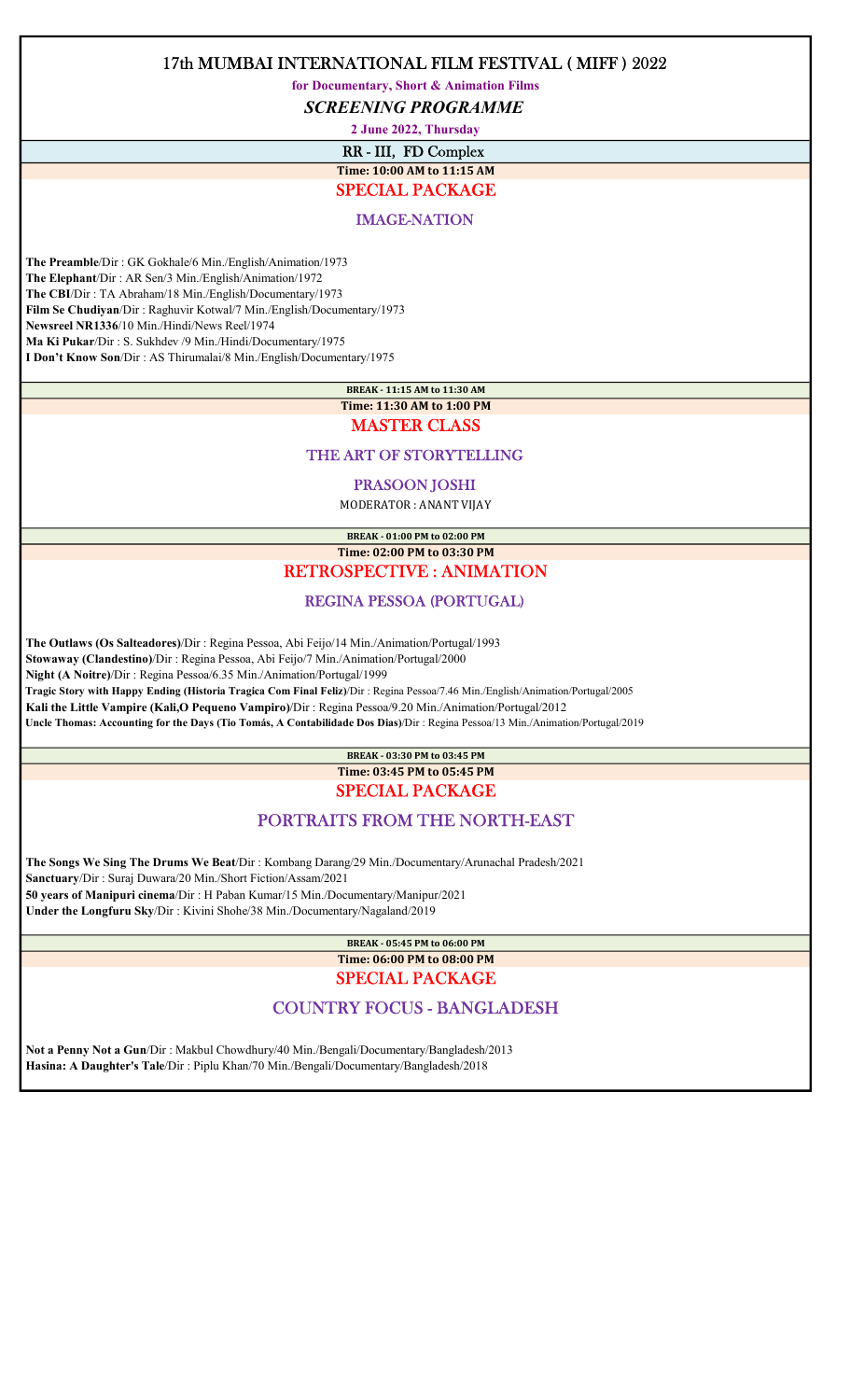# 17th MUMBAI INTERNATIONAL FILM FESTIVAL ( MIFF ) 2022

**for Documentary, Short & Animation Films**

***SCREENING PROGRAMME***

**2 June 2022, Thursday**

## RR - III, FD Complex

**Time: 10:00 AM to 11:15 AM**

### SPECIAL PACKAGE

#### IMAGE-NATION

**The Preamble**/Dir : GK Gokhale/6 Min./English/Animation/1973
**The Elephant**/Dir : AR Sen/3 Min./English/Animation/1972
**The CBI**/Dir : TA Abraham/18 Min./English/Documentary/1973
**Film Se Chudiyan**/Dir : Raghuvir Kotwal/7 Min./English/Documentary/1973
**Newsreel NR1336**/10 Min./Hindi/News Reel/1974
**Ma Ki Pukar**/Dir : S. Sukhdev /9 Min./Hindi/Documentary/1975
**I Don't Know Son**/Dir : AS Thirumalai/8 Min./English/Documentary/1975

**BREAK - 11:15 AM to 11:30 AM**

**Time: 11:30 AM to 1:00 PM**

### MASTER CLASS

#### THE ART OF STORYTELLING

#### PRASOON JOSHI

MODERATOR : ANANT VIJAY

**BREAK - 01:00 PM to 02:00 PM**

**Time: 02:00 PM to 03:30 PM**

### RETROSPECTIVE : ANIMATION

#### REGINA PESSOA (PORTUGAL)

**The Outlaws (Os Salteadores)**/Dir : Regina Pessoa, Abi Feijo/14 Min./Animation/Portugal/1993
**Stowaway (Clandestino)**/Dir : Regina Pessoa, Abi Feijo/7 Min./Animation/Portugal/2000
**Night (A Noitre)**/Dir : Regina Pessoa/6.35 Min./Animation/Portugal/1999
**Tragic Story with Happy Ending (Historia Tragica Com Final Feliz)**/Dir : Regina Pessoa/7.46 Min./English/Animation/Portugal/2005
**Kali the Little Vampire (Kali,O Pequeno Vampiro)**/Dir : Regina Pessoa/9.20 Min./Animation/Portugal/2012
**Uncle Thomas: Accounting for the Days (Tio Tomás, A Contabilidade Dos Dias)**/Dir : Regina Pessoa/13 Min./Animation/Portugal/2019

**BREAK - 03:30 PM to 03:45 PM**

**Time: 03:45 PM to 05:45 PM**

### SPECIAL PACKAGE

#### PORTRAITS FROM THE NORTH-EAST

**The Songs We Sing The Drums We Beat**/Dir : Kombang Darang/29 Min./Documentary/Arunachal Pradesh/2021
**Sanctuary**/Dir : Suraj Duwara/20 Min./Short Fiction/Assam/2021
**50 years of Manipuri cinema**/Dir : H Paban Kumar/15 Min./Documentary/Manipur/2021
**Under the Longfuru Sky**/Dir : Kivini Shohe/38 Min./Documentary/Nagaland/2019

**BREAK - 05:45 PM to 06:00 PM**

**Time: 06:00 PM to 08:00 PM**

### SPECIAL PACKAGE

#### COUNTRY FOCUS - BANGLADESH

**Not a Penny Not a Gun**/Dir : Makbul Chowdhury/40 Min./Bengali/Documentary/Bangladesh/2013
**Hasina: A Daughter's Tale**/Dir : Piplu Khan/70 Min./Bengali/Documentary/Bangladesh/2018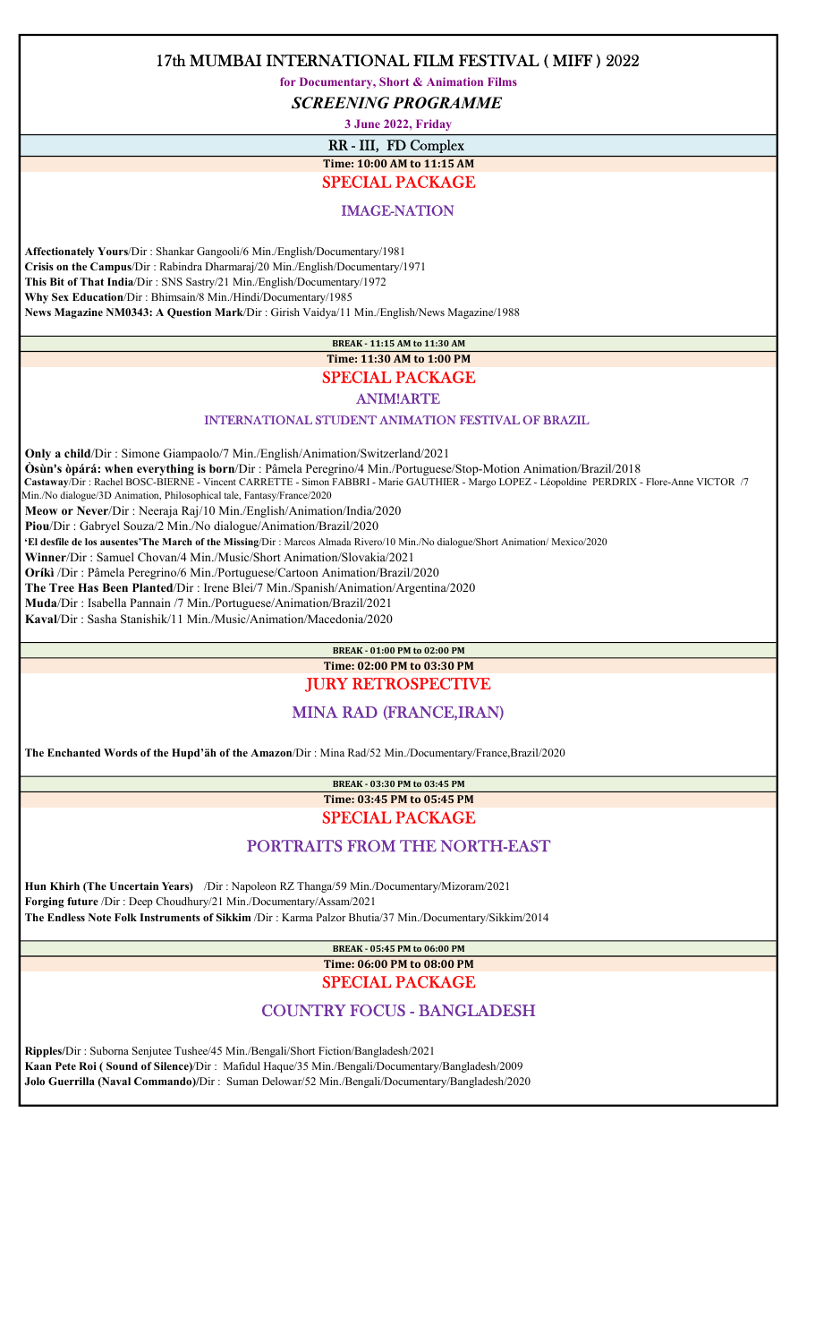# 17th MUMBAI INTERNATIONAL FILM FESTIVAL ( MIFF ) 2022

**for Documentary, Short & Animation Films**

***SCREENING PROGRAMME***

**3 June 2022, Friday**

## RR - III, FD Complex

**Time: 10:00 AM to 11:15 AM**

### SPECIAL PACKAGE

#### IMAGE-NATION

**Affectionately Yours**/Dir : Shankar Gangooli/6 Min./English/Documentary/1981
**Crisis on the Campus**/Dir : Rabindra Dharmaraj/20 Min./English/Documentary/1971
**This Bit of That India**/Dir : SNS Sastry/21 Min./English/Documentary/1972
**Why Sex Education**/Dir : Bhimsain/8 Min./Hindi/Documentary/1985
**News Magazine NM0343: A Question Mark**/Dir : Girish Vaidya/11 Min./English/News Magazine/1988

**BREAK - 11:15 AM to 11:30 AM**

**Time: 11:30 AM to 1:00 PM**

### SPECIAL PACKAGE

#### ANIM!ARTE

#### INTERNATIONAL STUDENT ANIMATION FESTIVAL OF BRAZIL

**Only a child**/Dir : Simone Giampaolo/7 Min./English/Animation/Switzerland/2021
**Òsùn's òpárá: when everything is born**/Dir : Pâmela Peregrino/4 Min./Portuguese/Stop-Motion Animation/Brazil/2018
**Castaway**/Dir : Rachel BOSC-BIERNE - Vincent CARRETTE - Simon FABBRI - Marie GAUTHIER - Margo LOPEZ - Léopoldine PERDRIX - Flore-Anne VICTOR /7 Min./No dialogue/3D Animation, Philosophical tale, Fantasy/France/2020
**Meow or Never**/Dir : Neeraja Raj/10 Min./English/Animation/India/2020
**Piou**/Dir : Gabryel Souza/2 Min./No dialogue/Animation/Brazil/2020
**'El desfile de los ausentes'The March of the Missing**/Dir : Marcos Almada Rivero/10 Min./No dialogue/Short Animation/ Mexico/2020
**Winner**/Dir : Samuel Chovan/4 Min./Music/Short Animation/Slovakia/2021
**Oríkì** /Dir : Pâmela Peregrino/6 Min./Portuguese/Cartoon Animation/Brazil/2020
**The Tree Has Been Planted**/Dir : Irene Blei/7 Min./Spanish/Animation/Argentina/2020
**Muda**/Dir : Isabella Pannain /7 Min./Portuguese/Animation/Brazil/2021
**Kaval**/Dir : Sasha Stanishik/11 Min./Music/Animation/Macedonia/2020

**BREAK - 01:00 PM to 02:00 PM**

**Time: 02:00 PM to 03:30 PM**

### JURY RETROSPECTIVE

#### MINA RAD (FRANCE,IRAN)

**The Enchanted Words of the Hupd'äh of the Amazon**/Dir : Mina Rad/52 Min./Documentary/France,Brazil/2020

**BREAK - 03:30 PM to 03:45 PM**

**Time: 03:45 PM to 05:45 PM**

### SPECIAL PACKAGE

#### PORTRAITS FROM THE NORTH-EAST

**Hun Khirh (The Uncertain Years)** /Dir : Napoleon RZ Thanga/59 Min./Documentary/Mizoram/2021
**Forging future** /Dir : Deep Choudhury/21 Min./Documentary/Assam/2021
**The Endless Note Folk Instruments of Sikkim** /Dir : Karma Palzor Bhutia/37 Min./Documentary/Sikkim/2014

**BREAK - 05:45 PM to 06:00 PM**

**Time: 06:00 PM to 08:00 PM**

### SPECIAL PACKAGE

#### COUNTRY FOCUS - BANGLADESH

**Ripples**/Dir : Suborna Senjutee Tushee/45 Min./Bengali/Short Fiction/Bangladesh/2021
**Kaan Pete Roi ( Sound of Silence)**/Dir : Mafidul Haque/35 Min./Bengali/Documentary/Bangladesh/2009
**Jolo Guerrilla (Naval Commando)**/Dir : Suman Delowar/52 Min./Bengali/Documentary/Bangladesh/2020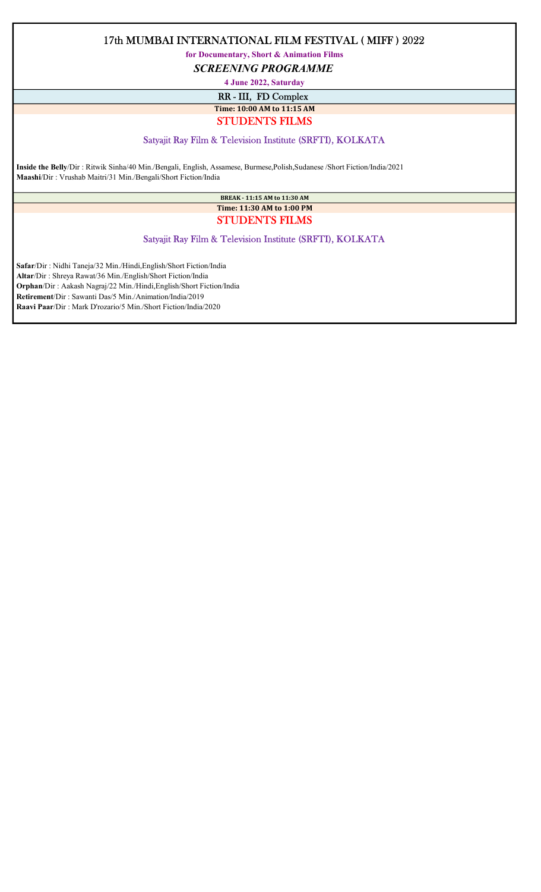# 17th MUMBAI INTERNATIONAL FILM FESTIVAL ( MIFF ) 2022

**for Documentary, Short & Animation Films**

## *SCREENING PROGRAMME*

**4 June 2022, Saturday**

### RR - III, FD Complex

**Time: 10:00 AM to 11:15 AM**

### STUDENTS FILMS

Satyajit Ray Film & Television Institute (SRFTI), KOLKATA

**Inside the Belly**/Dir : Ritwik Sinha/40 Min./Bengali, English, Assamese, Burmese,Polish,Sudanese /Short Fiction/India/2021
**Maashi**/Dir : Vrushab Maitri/31 Min./Bengali/Short Fiction/India

**BREAK - 11:15 AM to 11:30 AM**

**Time: 11:30 AM to 1:00 PM**

### STUDENTS FILMS

Satyajit Ray Film & Television Institute (SRFTI), KOLKATA

**Safar**/Dir : Nidhi Taneja/32 Min./Hindi,English/Short Fiction/India
**Altar**/Dir : Shreya Rawat/36 Min./English/Short Fiction/India
**Orphan**/Dir : Aakash Nagraj/22 Min./Hindi,English/Short Fiction/India
**Retirement**/Dir : Sawanti Das/5 Min./Animation/India/2019
**Raavi Paar**/Dir : Mark D'rozario/5 Min./Short Fiction/India/2020